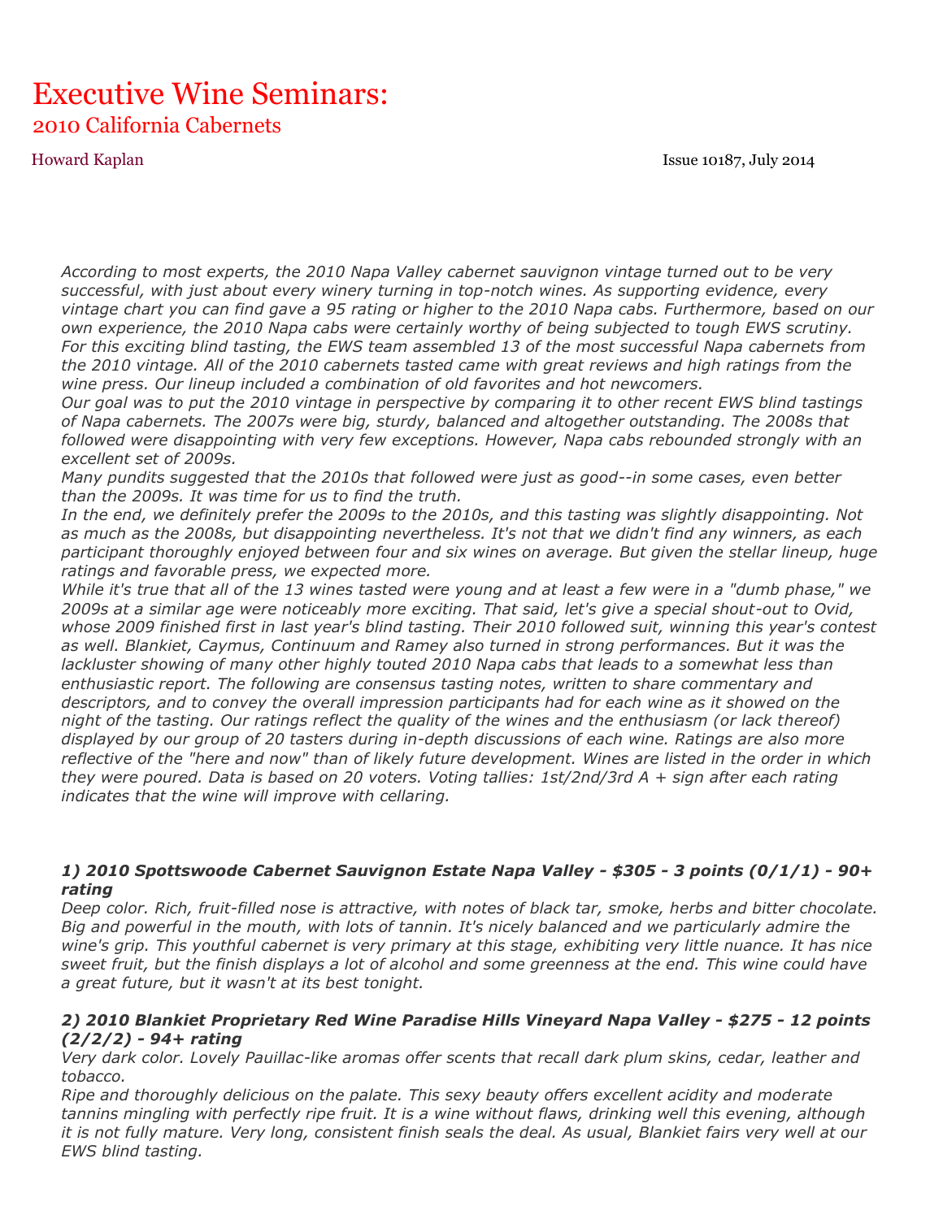# Executive Wine Seminars:

## 2010 California Cabernets

Howard Kaplan

Issue 10187, July 2014

*According to most experts, the 2010 Napa Valley cabernet sauvignon vintage turned out to be very successful, with just about every winery turning in top-notch wines. As supporting evidence, every vintage chart you can find gave a 95 rating or higher to the 2010 Napa cabs. Furthermore, based on our own experience, the 2010 Napa cabs were certainly worthy of being subjected to tough EWS scrutiny. For this exciting blind tasting, the EWS team assembled 13 of the most successful Napa cabernets from the 2010 vintage. All of the 2010 cabernets tasted came with great reviews and high ratings from the wine press. Our lineup included a combination of old favorites and hot newcomers.*

*Our goal was to put the 2010 vintage in perspective by comparing it to other recent EWS blind tastings of Napa cabernets. The 2007s were big, sturdy, balanced and altogether outstanding. The 2008s that followed were disappointing with very few exceptions. However, Napa cabs rebounded strongly with an excellent set of 2009s.*

*Many pundits suggested that the 2010s that followed were just as good--in some cases, even better than the 2009s. It was time for us to find the truth.*

*In the end, we definitely prefer the 2009s to the 2010s, and this tasting was slightly disappointing. Not as much as the 2008s, but disappointing nevertheless. It's not that we didn't find any winners, as each participant thoroughly enjoyed between four and six wines on average. But given the stellar lineup, huge ratings and favorable press, we expected more.*

*While it's true that all of the 13 wines tasted were young and at least a few were in a "dumb phase," we 2009s at a similar age were noticeably more exciting. That said, let's give a special shout-out to Ovid, whose 2009 finished first in last year's blind tasting. Their 2010 followed suit, winning this year's contest as well. Blankiet, Caymus, Continuum and Ramey also turned in strong performances. But it was the lackluster showing of many other highly touted 2010 Napa cabs that leads to a somewhat less than enthusiastic report. The following are consensus tasting notes, written to share commentary and descriptors, and to convey the overall impression participants had for each wine as it showed on the night of the tasting. Our ratings reflect the quality of the wines and the enthusiasm (or lack thereof) displayed by our group of 20 tasters during in-depth discussions of each wine. Ratings are also more reflective of the "here and now" than of likely future development. Wines are listed in the order in which they were poured. Data is based on 20 voters. Voting tallies: 1st/2nd/3rd A + sign after each rating indicates that the wine will improve with cellaring.*

***1) 2010 Spottswoode Cabernet Sauvignon Estate Napa Valley - $305 - 3 points (0/1/1) - 90+ rating***

*Deep color. Rich, fruit-filled nose is attractive, with notes of black tar, smoke, herbs and bitter chocolate. Big and powerful in the mouth, with lots of tannin. It's nicely balanced and we particularly admire the wine's grip. This youthful cabernet is very primary at this stage, exhibiting very little nuance. It has nice sweet fruit, but the finish displays a lot of alcohol and some greenness at the end. This wine could have a great future, but it wasn't at its best tonight.*

***2) 2010 Blankiet Proprietary Red Wine Paradise Hills Vineyard Napa Valley - $275 - 12 points (2/2/2) - 94+ rating***

*Very dark color. Lovely Pauillac-like aromas offer scents that recall dark plum skins, cedar, leather and tobacco.*

*Ripe and thoroughly delicious on the palate. This sexy beauty offers excellent acidity and moderate tannins mingling with perfectly ripe fruit. It is a wine without flaws, drinking well this evening, although it is not fully mature. Very long, consistent finish seals the deal. As usual, Blankiet fairs very well at our EWS blind tasting.*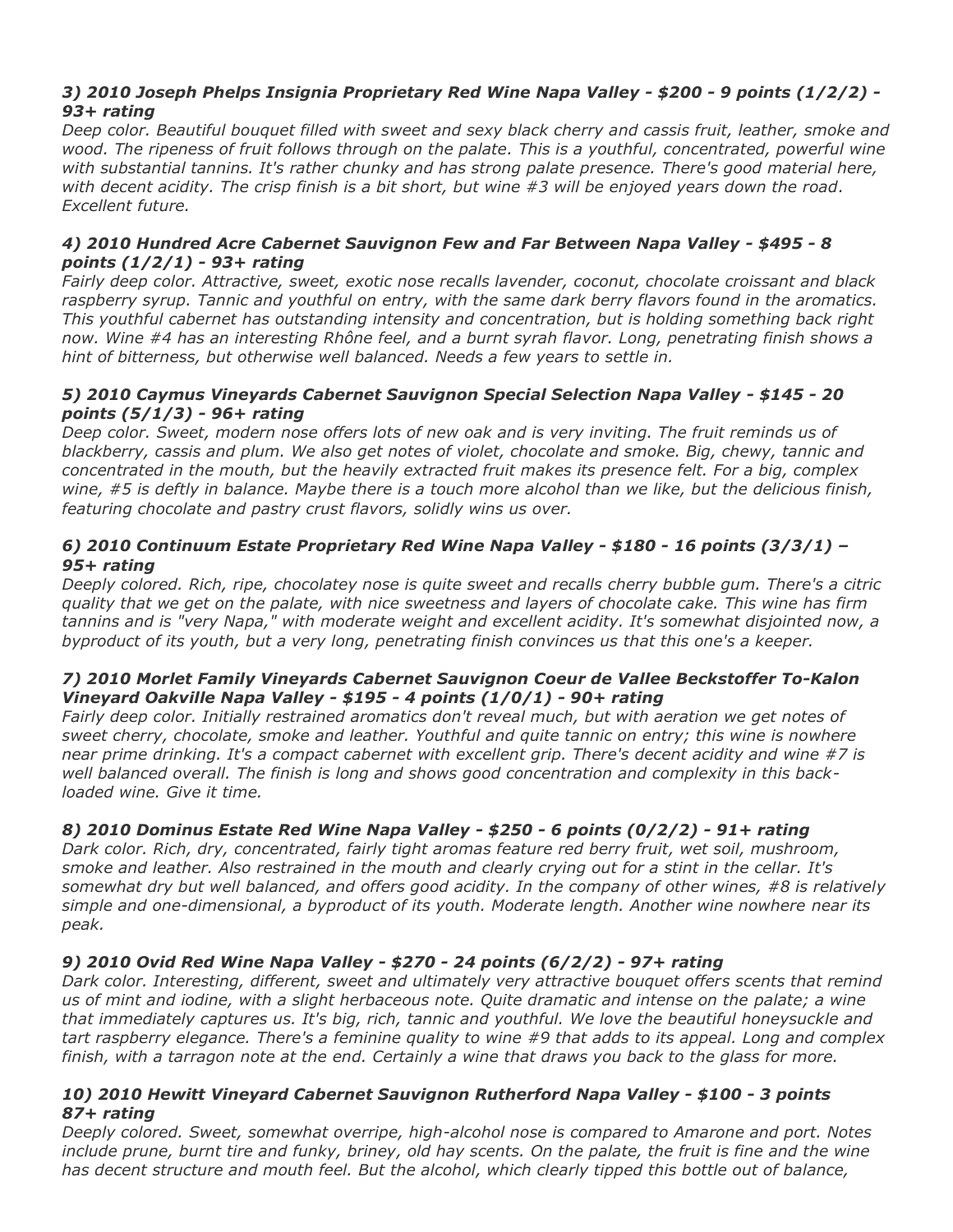***3) 2010 Joseph Phelps Insignia Proprietary Red Wine Napa Valley - $200 - 9 points (1/2/2) - 93+ rating***

*Deep color. Beautiful bouquet filled with sweet and sexy black cherry and cassis fruit, leather, smoke and wood. The ripeness of fruit follows through on the palate. This is a youthful, concentrated, powerful wine with substantial tannins. It's rather chunky and has strong palate presence. There's good material here, with decent acidity. The crisp finish is a bit short, but wine #3 will be enjoyed years down the road. Excellent future.*

***4) 2010 Hundred Acre Cabernet Sauvignon Few and Far Between Napa Valley - $495 - 8 points (1/2/1) - 93+ rating***

*Fairly deep color. Attractive, sweet, exotic nose recalls lavender, coconut, chocolate croissant and black raspberry syrup. Tannic and youthful on entry, with the same dark berry flavors found in the aromatics. This youthful cabernet has outstanding intensity and concentration, but is holding something back right now. Wine #4 has an interesting Rhône feel, and a burnt syrah flavor. Long, penetrating finish shows a hint of bitterness, but otherwise well balanced. Needs a few years to settle in.*

***5) 2010 Caymus Vineyards Cabernet Sauvignon Special Selection Napa Valley - $145 - 20 points (5/1/3) - 96+ rating***

*Deep color. Sweet, modern nose offers lots of new oak and is very inviting. The fruit reminds us of blackberry, cassis and plum. We also get notes of violet, chocolate and smoke. Big, chewy, tannic and concentrated in the mouth, but the heavily extracted fruit makes its presence felt. For a big, complex wine, #5 is deftly in balance. Maybe there is a touch more alcohol than we like, but the delicious finish, featuring chocolate and pastry crust flavors, solidly wins us over.*

***6) 2010 Continuum Estate Proprietary Red Wine Napa Valley - $180 - 16 points (3/3/1) – 95+ rating***

*Deeply colored. Rich, ripe, chocolatey nose is quite sweet and recalls cherry bubble gum. There's a citric quality that we get on the palate, with nice sweetness and layers of chocolate cake. This wine has firm tannins and is "very Napa," with moderate weight and excellent acidity. It's somewhat disjointed now, a byproduct of its youth, but a very long, penetrating finish convinces us that this one's a keeper.*

***7) 2010 Morlet Family Vineyards Cabernet Sauvignon Coeur de Vallee Beckstoffer To-Kalon Vineyard Oakville Napa Valley - $195 - 4 points (1/0/1) - 90+ rating***

*Fairly deep color. Initially restrained aromatics don't reveal much, but with aeration we get notes of sweet cherry, chocolate, smoke and leather. Youthful and quite tannic on entry; this wine is nowhere near prime drinking. It's a compact cabernet with excellent grip. There's decent acidity and wine #7 is well balanced overall. The finish is long and shows good concentration and complexity in this back-loaded wine. Give it time.*

***8) 2010 Dominus Estate Red Wine Napa Valley - $250 - 6 points (0/2/2) - 91+ rating***

*Dark color. Rich, dry, concentrated, fairly tight aromas feature red berry fruit, wet soil, mushroom, smoke and leather. Also restrained in the mouth and clearly crying out for a stint in the cellar. It's somewhat dry but well balanced, and offers good acidity. In the company of other wines, #8 is relatively simple and one-dimensional, a byproduct of its youth. Moderate length. Another wine nowhere near its peak.*

***9) 2010 Ovid Red Wine Napa Valley - $270 - 24 points (6/2/2) - 97+ rating***

*Dark color. Interesting, different, sweet and ultimately very attractive bouquet offers scents that remind us of mint and iodine, with a slight herbaceous note. Quite dramatic and intense on the palate; a wine that immediately captures us. It's big, rich, tannic and youthful. We love the beautiful honeysuckle and tart raspberry elegance. There's a feminine quality to wine #9 that adds to its appeal. Long and complex finish, with a tarragon note at the end. Certainly a wine that draws you back to the glass for more.*

***10) 2010 Hewitt Vineyard Cabernet Sauvignon Rutherford Napa Valley - $100 - 3 points 87+ rating***

*Deeply colored. Sweet, somewhat overripe, high-alcohol nose is compared to Amarone and port. Notes include prune, burnt tire and funky, briney, old hay scents. On the palate, the fruit is fine and the wine has decent structure and mouth feel. But the alcohol, which clearly tipped this bottle out of balance,*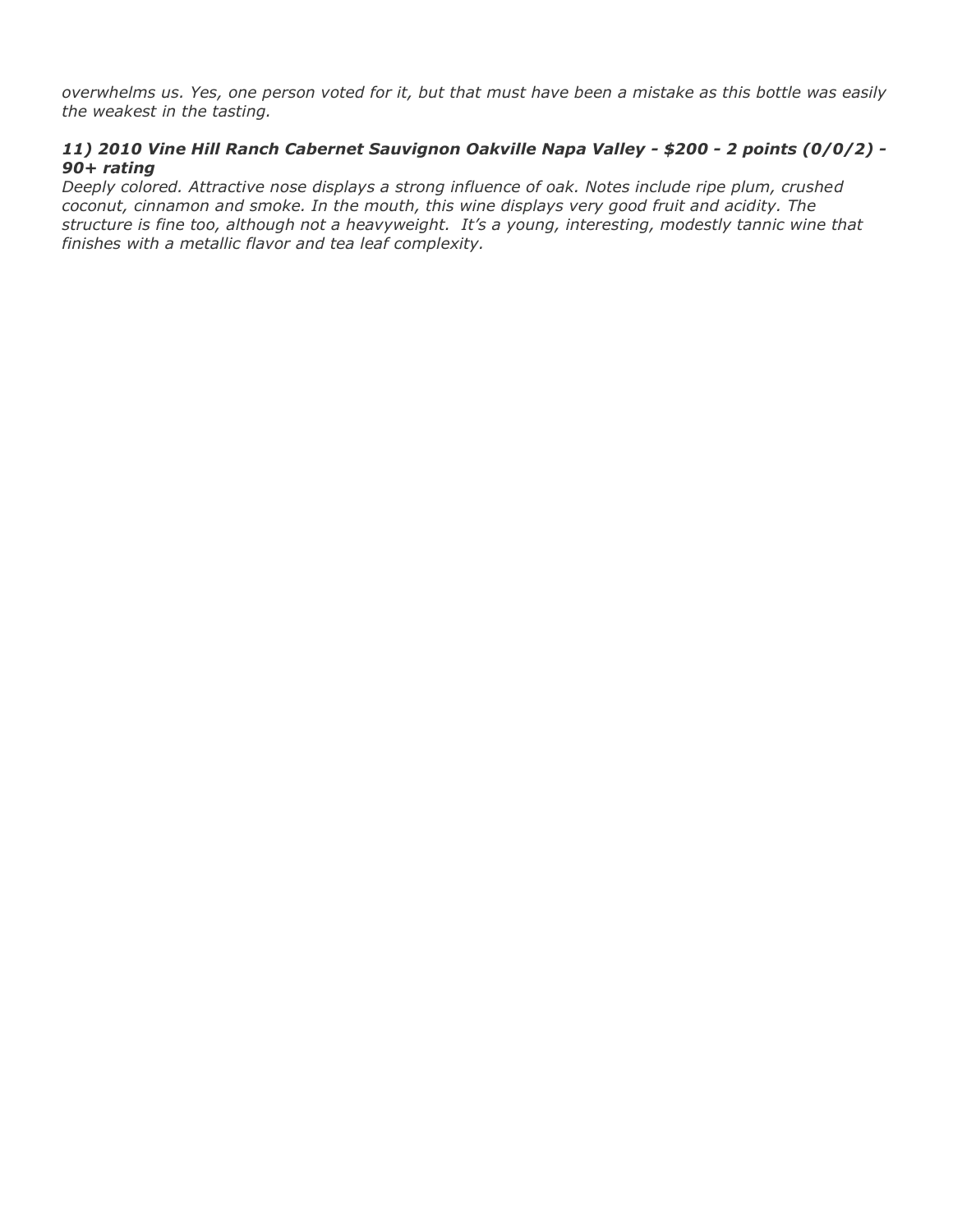*overwhelms us. Yes, one person voted for it, but that must have been a mistake as this bottle was easily the weakest in the tasting.*

### *11) 2010 Vine Hill Ranch Cabernet Sauvignon Oakville Napa Valley - $200 - 2 points (0/0/2) - 90+ rating*

*Deeply colored. Attractive nose displays a strong influence of oak. Notes include ripe plum, crushed coconut, cinnamon and smoke. In the mouth, this wine displays very good fruit and acidity. The structure is fine too, although not a heavyweight. It's a young, interesting, modestly tannic wine that finishes with a metallic flavor and tea leaf complexity.*